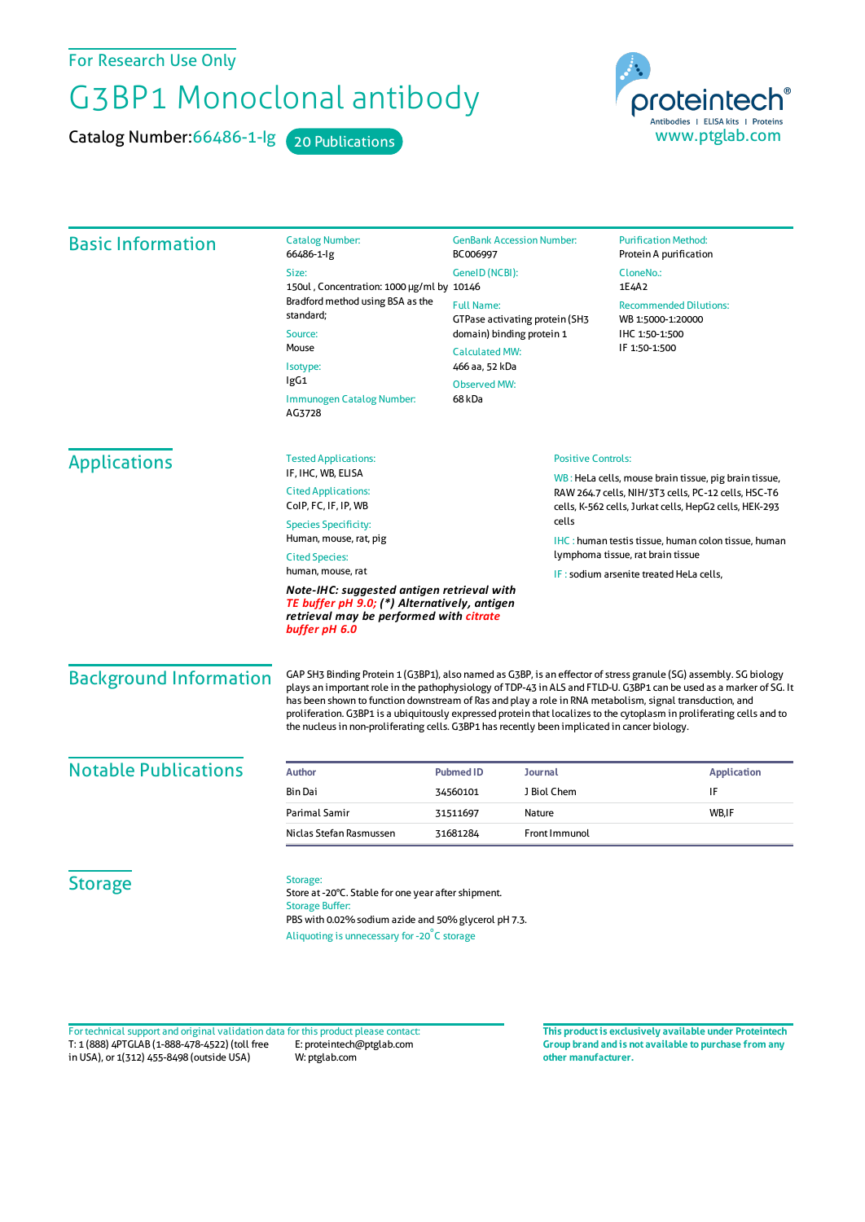For Research Use Only

# G3BP1 Monoclonal antibody

Catalog Number: 66486-1-Ig    20 Publications

proteintech® Antibodies | ELISA kits | Proteins
www.ptglab.com

## Basic Information

Catalog Number:
66486-1-Ig

Size:
150ul , Concentration: 1000 μg/ml by Bradford method using BSA as the standard;

Source:
Mouse

Isotype:
IgG1

Immunogen Catalog Number:
AG3728

GenBank Accession Number:
BC006997

GeneID (NCBI):
10146

Full Name:
GTPase activating protein (SH3 domain) binding protein 1

Calculated MW:
466 aa, 52 kDa

Observed MW:
68 kDa

Purification Method:
Protein A purification

CloneNo.:
1E4A2

Recommended Dilutions:
WB 1:5000-1:20000
IHC 1:50-1:500
IF 1:50-1:500

## Applications

Tested Applications:
IF, IHC, WB, ELISA

Cited Applications:
CoIP, FC, IF, IP, WB

Species Specificity:
Human, mouse, rat, pig

Cited Species:
human, mouse, rat

***Note-IHC: suggested antigen retrieval with TE buffer pH 9.0; (\*) Alternatively, antigen retrieval may be performed with citrate buffer pH 6.0***

Positive Controls:

WB : HeLa cells, mouse brain tissue, pig brain tissue, RAW 264.7 cells, NIH/3T3 cells, PC-12 cells, HSC-T6 cells, K-562 cells, Jurkat cells, HepG2 cells, HEK-293 cells

IHC : human testis tissue, human colon tissue, human lymphoma tissue, rat brain tissue

IF : sodium arsenite treated HeLa cells,

## Background Information

GAP SH3 Binding Protein 1 (G3BP1), also named as G3BP, is an effector of stress granule (SG) assembly. SG biology plays an important role in the pathophysiology of TDP-43 in ALS and FTLD-U. G3BP1 can be used as a marker of SG. It has been shown to function downstream of Ras and play a role in RNA metabolism, signal transduction, and proliferation. G3BP1 is a ubiquitously expressed protein that localizes to the cytoplasm in proliferating cells and to the nucleus in non-proliferating cells. G3BP1 has recently been implicated in cancer biology.

## Notable Publications

| Author | Pubmed ID | Journal | Application |
|---|---|---|---|
| Bin Dai | 34560101 | J Biol Chem | IF |
| Parimal Samir | 31511697 | Nature | WB,IF |
| Niclas Stefan Rasmussen | 31681284 | Front Immunol | |

## Storage

Storage:
Store at -20°C. Stable for one year after shipment.

Storage Buffer:
PBS with 0.02% sodium azide and 50% glycerol pH 7.3.

Aliquoting is unnecessary for -20°C storage

For technical support and original validation data for this product please contact:
T: 1 (888) 4PTGLAB (1-888-478-4522) (toll free in USA), or 1(312) 455-8498 (outside USA)
E: proteintech@ptglab.com
W: ptglab.com

**This product is exclusively available under Proteintech Group brand and is not available to purchase from any other manufacturer.**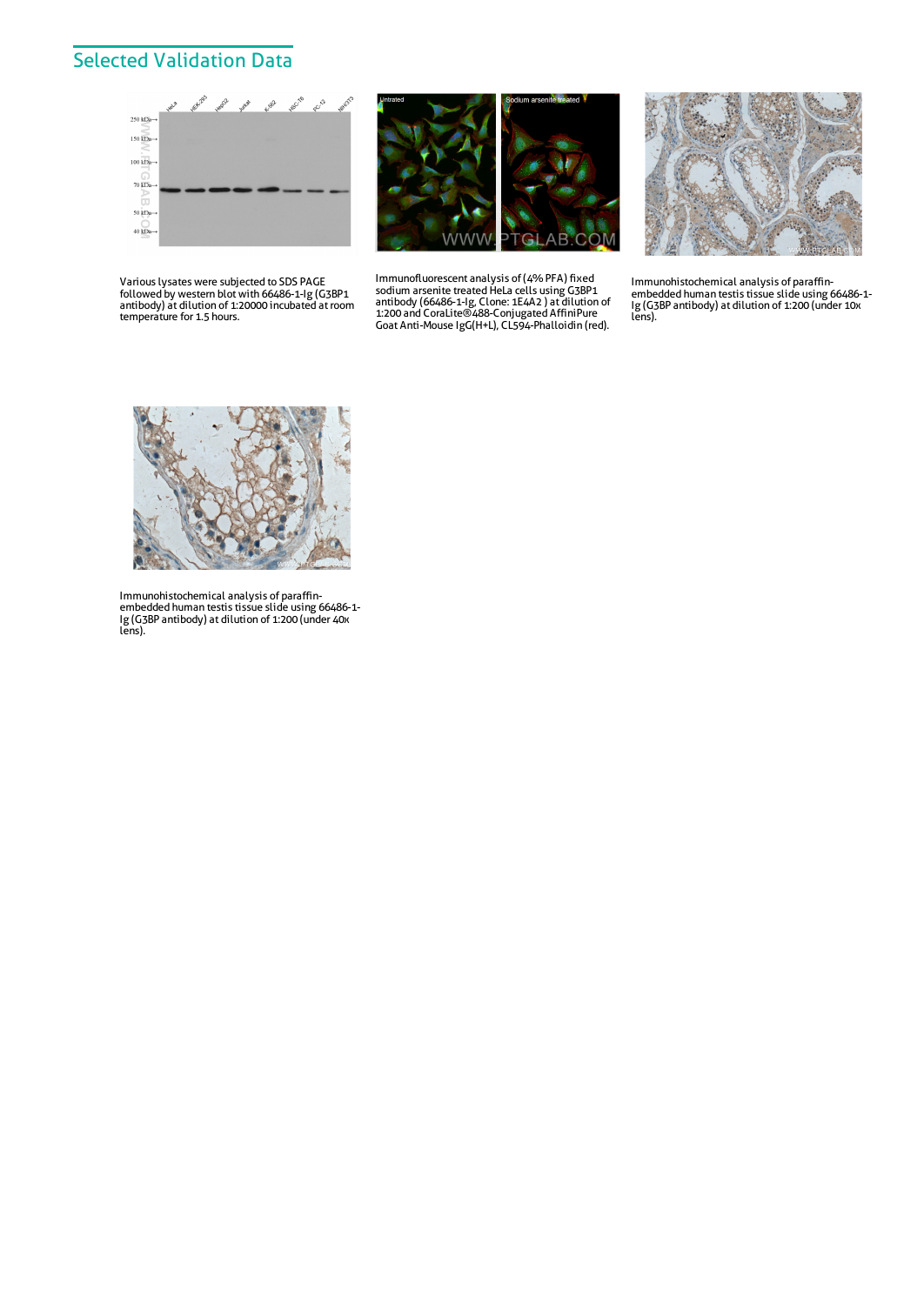## Selected Validation Data

Various lysates were subjected to SDS PAGE followed by western blot with 66486-1-Ig (G3BP1 antibody) at dilution of 1:20000 incubated at room temperature for 1.5 hours.

Immunofluorescent analysis of (4% PFA) fixed sodium arsenite treated HeLa cells using G3BP1 antibody (66486-1-Ig, Clone: 1E4A2 ) at dilution of 1:200 and CoraLite®488-Conjugated AffiniPure Goat Anti-Mouse IgG(H+L), CL594-Phalloidin (red).

Immunohistochemical analysis of paraffin-embedded human testis tissue slide using 66486-1-Ig (G3BP antibody) at dilution of 1:200 (under 10x lens).

Immunohistochemical analysis of paraffin-embedded human testis tissue slide using 66486-1-Ig (G3BP antibody) at dilution of 1:200 (under 40x lens).